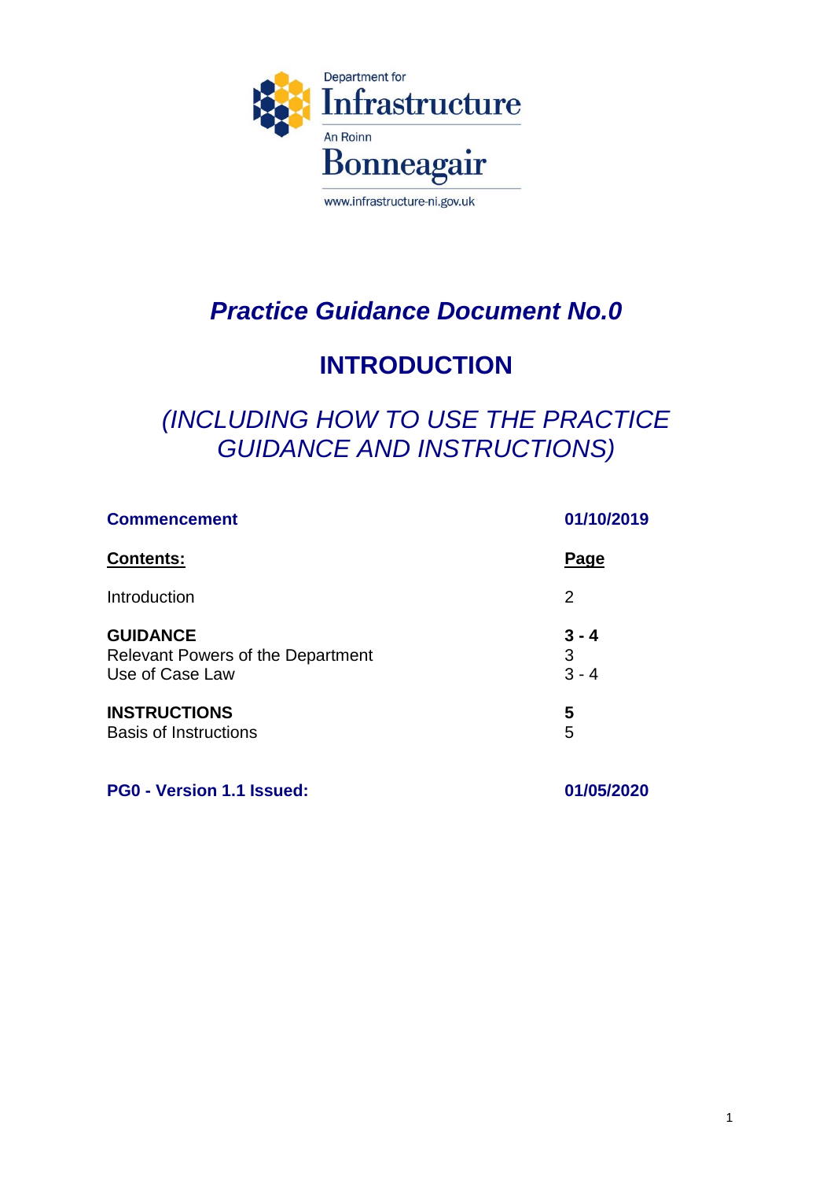Department for
Infrastructure
An Roinn
Bonneagair
www.infrastructure-ni.gov.uk

# *Practice Guidance Document No.0*

## INTRODUCTION

## *(INCLUDING HOW TO USE THE PRACTICE GUIDANCE AND INSTRUCTIONS)*

| **Commencement** | **01/10/2019** |
|---|---|
| **Contents:** | **Page** |
| Introduction | 2 |
| **GUIDANCE** | **3 - 4** |
| Relevant Powers of the Department | 3 |
| Use of Case Law | 3 - 4 |
| **INSTRUCTIONS** | **5** |
| Basis of Instructions | 5 |

| **PG0 - Version 1.1 Issued:** | **01/05/2020** |
|---|---|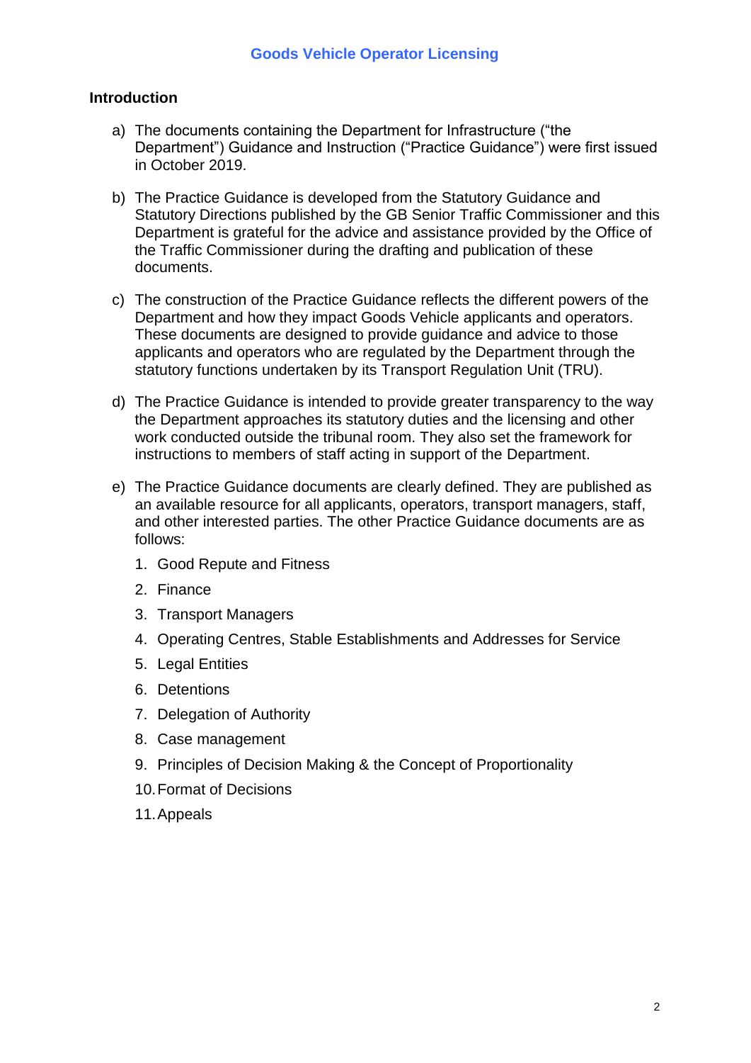# Goods Vehicle Operator Licensing

## Introduction

a) The documents containing the Department for Infrastructure ("the Department") Guidance and Instruction ("Practice Guidance") were first issued in October 2019.

b) The Practice Guidance is developed from the Statutory Guidance and Statutory Directions published by the GB Senior Traffic Commissioner and this Department is grateful for the advice and assistance provided by the Office of the Traffic Commissioner during the drafting and publication of these documents.

c) The construction of the Practice Guidance reflects the different powers of the Department and how they impact Goods Vehicle applicants and operators. These documents are designed to provide guidance and advice to those applicants and operators who are regulated by the Department through the statutory functions undertaken by its Transport Regulation Unit (TRU).

d) The Practice Guidance is intended to provide greater transparency to the way the Department approaches its statutory duties and the licensing and other work conducted outside the tribunal room. They also set the framework for instructions to members of staff acting in support of the Department.

e) The Practice Guidance documents are clearly defined. They are published as an available resource for all applicants, operators, transport managers, staff, and other interested parties. The other Practice Guidance documents are as follows:

1. Good Repute and Fitness
2. Finance
3. Transport Managers
4. Operating Centres, Stable Establishments and Addresses for Service
5. Legal Entities
6. Detentions
7. Delegation of Authority
8. Case management
9. Principles of Decision Making & the Concept of Proportionality
10. Format of Decisions
11. Appeals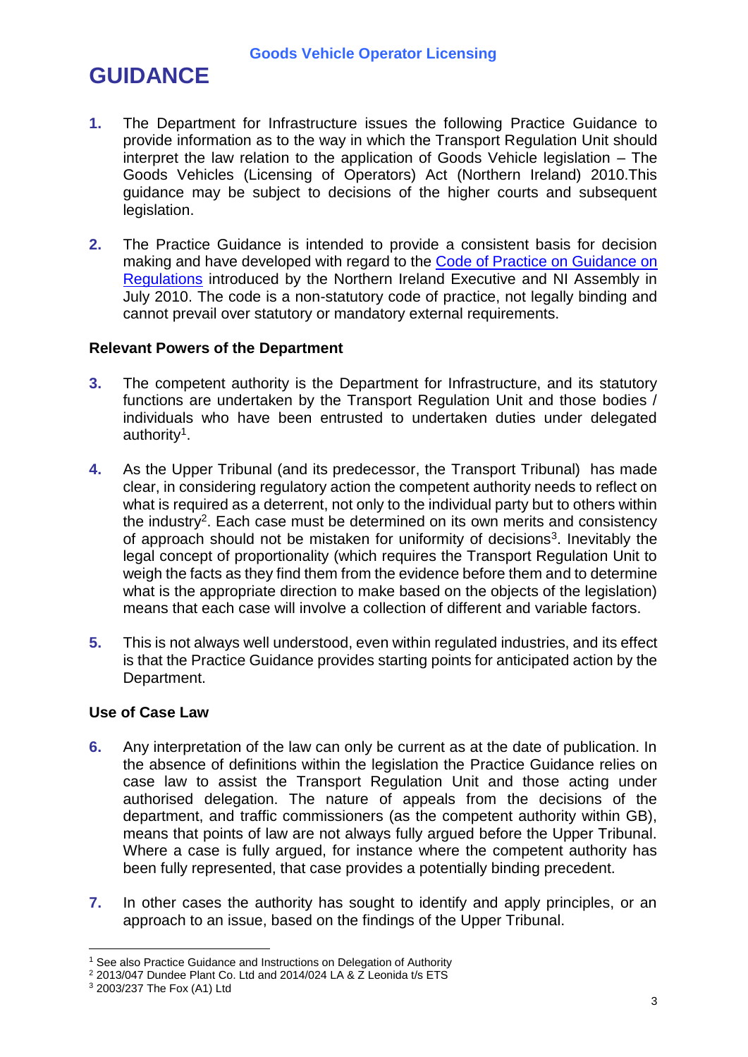Goods Vehicle Operator Licensing

# GUIDANCE

**1.** The Department for Infrastructure issues the following Practice Guidance to provide information as to the way in which the Transport Regulation Unit should interpret the law relation to the application of Goods Vehicle legislation – The Goods Vehicles (Licensing of Operators) Act (Northern Ireland) 2010.This guidance may be subject to decisions of the higher courts and subsequent legislation.

**2.** The Practice Guidance is intended to provide a consistent basis for decision making and have developed with regard to the Code of Practice on Guidance on Regulations introduced by the Northern Ireland Executive and NI Assembly in July 2010. The code is a non-statutory code of practice, not legally binding and cannot prevail over statutory or mandatory external requirements.

### Relevant Powers of the Department

**3.** The competent authority is the Department for Infrastructure, and its statutory functions are undertaken by the Transport Regulation Unit and those bodies / individuals who have been entrusted to undertaken duties under delegated authority[1].

**4.** As the Upper Tribunal (and its predecessor, the Transport Tribunal) has made clear, in considering regulatory action the competent authority needs to reflect on what is required as a deterrent, not only to the individual party but to others within the industry[2]. Each case must be determined on its own merits and consistency of approach should not be mistaken for uniformity of decisions[3]. Inevitably the legal concept of proportionality (which requires the Transport Regulation Unit to weigh the facts as they find them from the evidence before them and to determine what is the appropriate direction to make based on the objects of the legislation) means that each case will involve a collection of different and variable factors.

**5.** This is not always well understood, even within regulated industries, and its effect is that the Practice Guidance provides starting points for anticipated action by the Department.

### Use of Case Law

**6.** Any interpretation of the law can only be current as at the date of publication. In the absence of definitions within the legislation the Practice Guidance relies on case law to assist the Transport Regulation Unit and those acting under authorised delegation. The nature of appeals from the decisions of the department, and traffic commissioners (as the competent authority within GB), means that points of law are not always fully argued before the Upper Tribunal. Where a case is fully argued, for instance where the competent authority has been fully represented, that case provides a potentially binding precedent.

**7.** In other cases the authority has sought to identify and apply principles, or an approach to an issue, based on the findings of the Upper Tribunal.

---

[1] See also Practice Guidance and Instructions on Delegation of Authority

[2] 2013/047 Dundee Plant Co. Ltd and 2014/024 LA & Z Leonida t/s ETS

[3] 2003/237 The Fox (A1) Ltd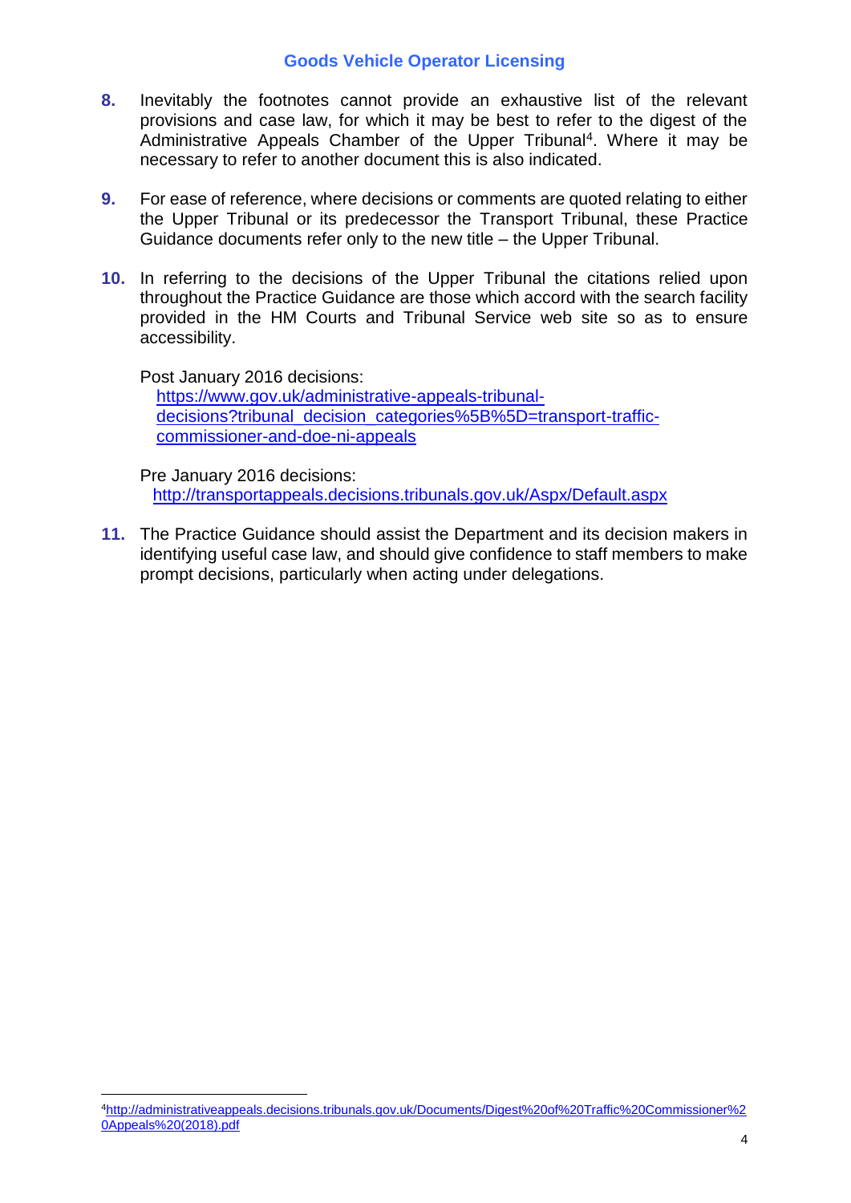8. Inevitably the footnotes cannot provide an exhaustive list of the relevant provisions and case law, for which it may be best to refer to the digest of the Administrative Appeals Chamber of the Upper Tribunal[4]. Where it may be necessary to refer to another document this is also indicated.

9. For ease of reference, where decisions or comments are quoted relating to either the Upper Tribunal or its predecessor the Transport Tribunal, these Practice Guidance documents refer only to the new title – the Upper Tribunal.

10. In referring to the decisions of the Upper Tribunal the citations relied upon throughout the Practice Guidance are those which accord with the search facility provided in the HM Courts and Tribunal Service web site so as to ensure accessibility.

    Post January 2016 decisions:
    https://www.gov.uk/administrative-appeals-tribunal-decisions?tribunal_decision_categories%5B%5D=transport-traffic-commissioner-and-doe-ni-appeals

    Pre January 2016 decisions:
    http://transportappeals.decisions.tribunals.gov.uk/Aspx/Default.aspx

11. The Practice Guidance should assist the Department and its decision makers in identifying useful case law, and should give confidence to staff members to make prompt decisions, particularly when acting under delegations.

---

[4] http://administrativeappeals.decisions.tribunals.gov.uk/Documents/Digest%20of%20Traffic%20Commissioner%20Appeals%20(2018).pdf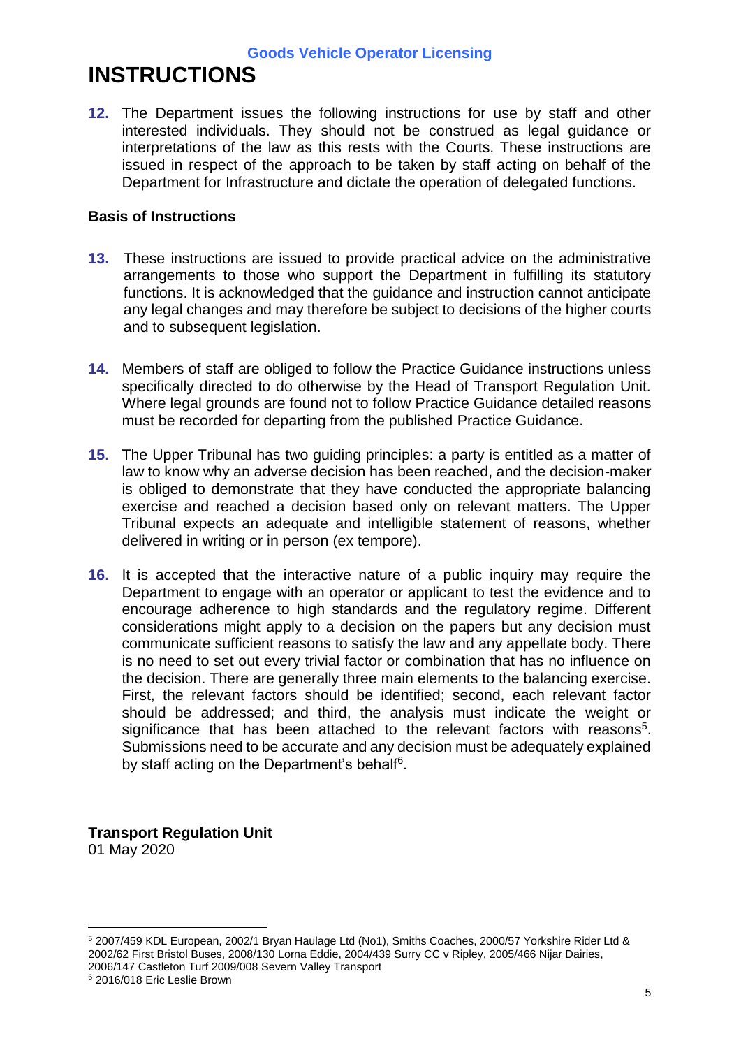# INSTRUCTIONS

**12.** The Department issues the following instructions for use by staff and other interested individuals. They should not be construed as legal guidance or interpretations of the law as this rests with the Courts. These instructions are issued in respect of the approach to be taken by staff acting on behalf of the Department for Infrastructure and dictate the operation of delegated functions.

### Basis of Instructions

**13.** These instructions are issued to provide practical advice on the administrative arrangements to those who support the Department in fulfilling its statutory functions. It is acknowledged that the guidance and instruction cannot anticipate any legal changes and may therefore be subject to decisions of the higher courts and to subsequent legislation.

**14.** Members of staff are obliged to follow the Practice Guidance instructions unless specifically directed to do otherwise by the Head of Transport Regulation Unit. Where legal grounds are found not to follow Practice Guidance detailed reasons must be recorded for departing from the published Practice Guidance.

**15.** The Upper Tribunal has two guiding principles: a party is entitled as a matter of law to know why an adverse decision has been reached, and the decision-maker is obliged to demonstrate that they have conducted the appropriate balancing exercise and reached a decision based only on relevant matters. The Upper Tribunal expects an adequate and intelligible statement of reasons, whether delivered in writing or in person (ex tempore).

**16.** It is accepted that the interactive nature of a public inquiry may require the Department to engage with an operator or applicant to test the evidence and to encourage adherence to high standards and the regulatory regime. Different considerations might apply to a decision on the papers but any decision must communicate sufficient reasons to satisfy the law and any appellate body. There is no need to set out every trivial factor or combination that has no influence on the decision. There are generally three main elements to the balancing exercise. First, the relevant factors should be identified; second, each relevant factor should be addressed; and third, the analysis must indicate the weight or significance that has been attached to the relevant factors with reasons[5]. Submissions need to be accurate and any decision must be adequately explained by staff acting on the Department's behalf[6].

**Transport Regulation Unit**
01 May 2020

---

[5] 2007/459 KDL European, 2002/1 Bryan Haulage Ltd (No1), Smiths Coaches, 2000/57 Yorkshire Rider Ltd & 2002/62 First Bristol Buses, 2008/130 Lorna Eddie, 2004/439 Surry CC v Ripley, 2005/466 Nijar Dairies, 2006/147 Castleton Turf 2009/008 Severn Valley Transport

[6] 2016/018 Eric Leslie Brown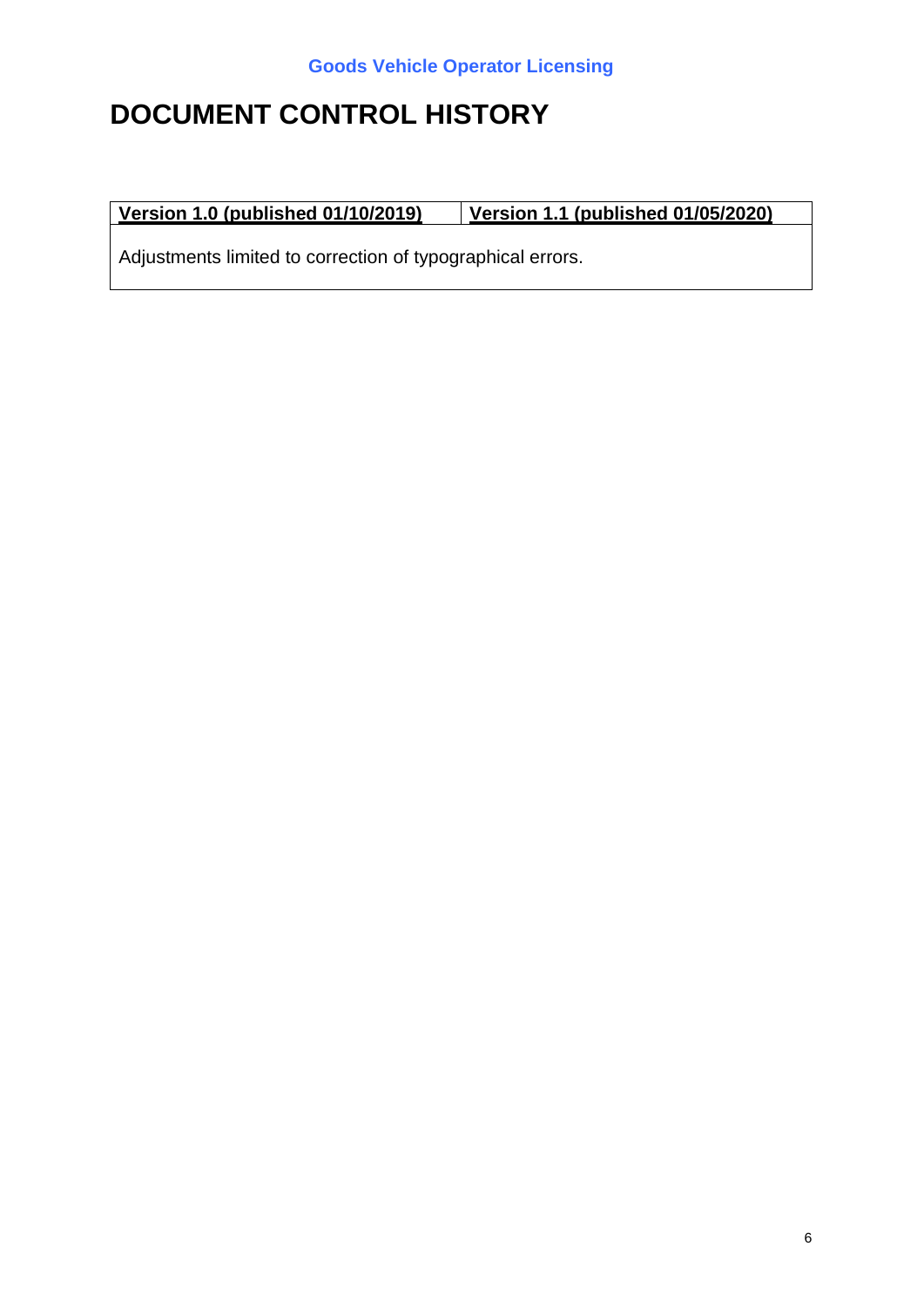# DOCUMENT CONTROL HISTORY

| **Version 1.0 (published 01/10/2019)** | **Version 1.1 (published 01/05/2020)** |
| --- | --- |
| Adjustments limited to correction of typographical errors. | |